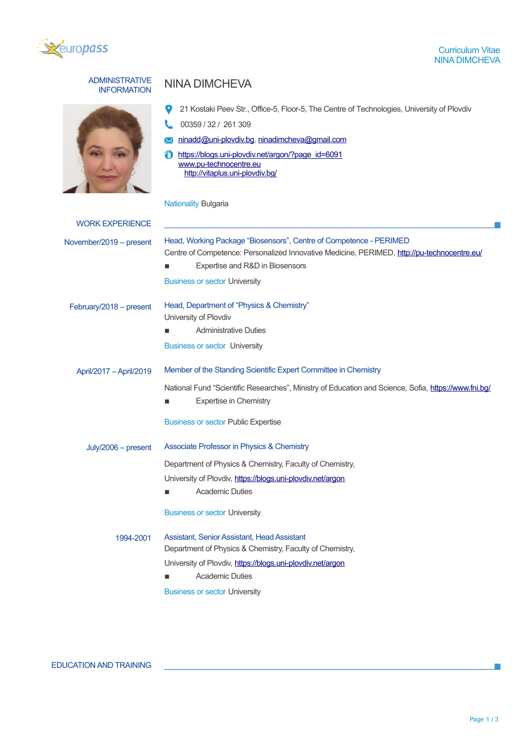# NINA DIMCHEVA

## ADMINISTRATIVE INFORMATION

21 Kostaki Peev Str., Office-5, Floor-5, The Centre of Technologies, University of Plovdiv

00359 / 32 / 261 309

ninadd@uni-plovdiv.bg, ninadimcheva@gmail.com

https://blogs.uni-plovdiv.net/argon/?page_id=6091
www.pu-technocentre.eu
http://vitaplus.uni-plovdiv.bg/

Nationality Bulgaria

## WORK EXPERIENCE

**November/2019 – present**

Head, Working Package "Biosensors", Centre of Competence - PERIMED

Centre of Competence: Personalized Innovative Medicine, PERIMED, http://pu-technocentre.eu/

- Expertise and R&D in Biosensors

Business or sector University

**February/2018 – present**

Head, Department of "Physics & Chemistry"

University of Plovdiv

- Administrative Duties

Business or sector University

**April/2017 – April/2019**

Member of the Standing Scientific Expert Committee in Chemistry

National Fund "Scientific Researches", Ministry of Education and Science, Sofia, https://www.fni.bg/

- Expertise in Chemistry

Business or sector Public Expertise

**July/2006 – present**

Associate Professor in Physics & Chemistry

Department of Physics & Chemistry, Faculty of Chemistry,

University of Plovdiv, https://blogs.uni-plovdiv.net/argon

- Academic Duties

Business or sector University

**1994-2001**

Assistant, Senior Assistant, Head Assistant

Department of Physics & Chemistry, Faculty of Chemistry,

University of Plovdiv, https://blogs.uni-plovdiv.net/argon

- Academic Duties

Business or sector University

## EDUCATION AND TRAINING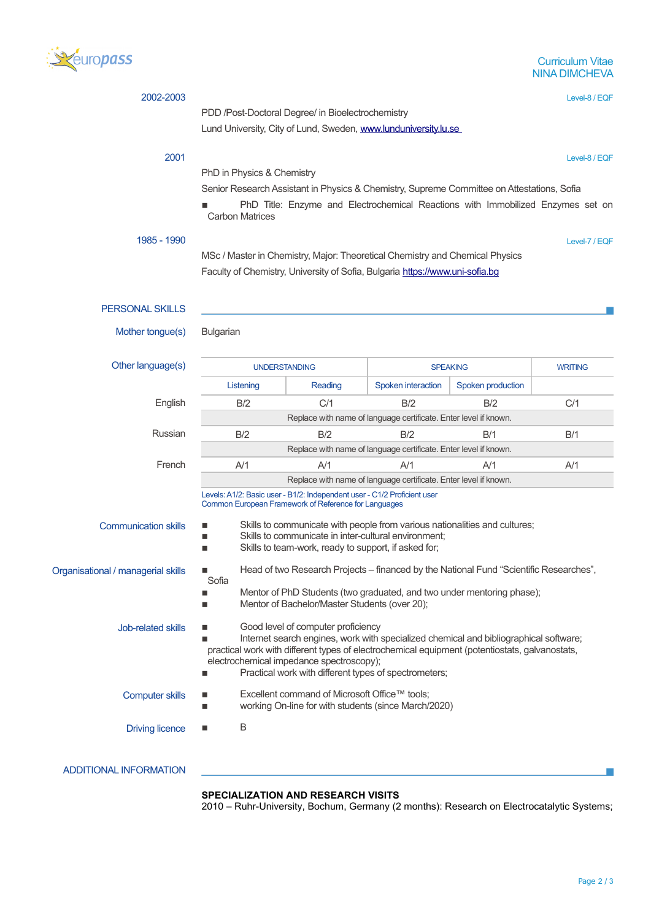**2002-2003** — Level-8 / EQF

PDD /Post-Doctoral Degree/ in Bioelectrochemistry

Lund University, City of Lund, Sweden, www.lunduniversity.lu.se

**2001** — Level-8 / EQF

PhD in Physics & Chemistry

Senior Research Assistant in Physics & Chemistry, Supreme Committee on Attestations, Sofia

- PhD Title: Enzyme and Electrochemical Reactions with Immobilized Enzymes set on Carbon Matrices

**1985 - 1990** — Level-7 / EQF

MSc / Master in Chemistry, Major: Theoretical Chemistry and Chemical Physics

Faculty of Chemistry, University of Sofia, Bulgaria https://www.uni-sofia.bg

## PERSONAL SKILLS

**Mother tongue(s)**: Bulgarian

**Other language(s)**

| | UNDERSTANDING | | SPEAKING | | WRITING |
|---|---|---|---|---|---|
| | Listening | Reading | Spoken interaction | Spoken production | |
| English | B/2 | C/1 | B/2 | B/2 | C/1 |
| | Replace with name of language certificate. Enter level if known. | | | | |
| Russian | B/2 | B/2 | B/2 | B/1 | B/1 |
| | Replace with name of language certificate. Enter level if known. | | | | |
| French | A/1 | A/1 | A/1 | A/1 | A/1 |
| | Replace with name of language certificate. Enter level if known. | | | | |

Levels: A1/2: Basic user - B1/2: Independent user - C1/2 Proficient user
Common European Framework of Reference for Languages

**Communication skills**

- Skills to communicate with people from various nationalities and cultures;
- Skills to communicate in inter-cultural environment;
- Skills to team-work, ready to support, if asked for;

**Organisational / managerial skills**

- Head of two Research Projects – financed by the National Fund "Scientific Researches", Sofia
- Mentor of PhD Students (two graduated, and two under mentoring phase);
- Mentor of Bachelor/Master Students (over 20);

**Job-related skills**

- Good level of computer proficiency
- Internet search engines, work with specialized chemical and bibliographical software; practical work with different types of electrochemical equipment (potentiostats, galvanostats, electrochemical impedance spectroscopy);
- Practical work with different types of spectrometers;

**Computer skills**

- Excellent command of Microsoft Office™ tools;
- working On-line for with students (since March/2020)

**Driving licence**

- B

## ADDITIONAL INFORMATION

**SPECIALIZATION AND RESEARCH VISITS**

2010 – Ruhr-University, Bochum, Germany (2 months): Research on Electrocatalytic Systems;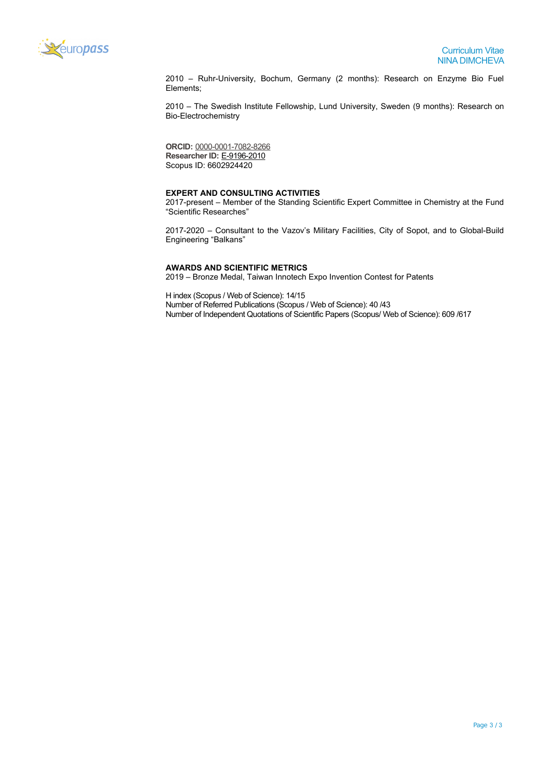2010 – Ruhr-University, Bochum, Germany (2 months): Research on Enzyme Bio Fuel Elements;

2010 – The Swedish Institute Fellowship, Lund University, Sweden (9 months): Research on Bio-Electrochemistry

**ORCID:** 0000-0001-7082-8266
**Researcher ID:** E-9196-2010
Scopus ID: 6602924420

**EXPERT AND CONSULTING ACTIVITIES**

2017-present – Member of the Standing Scientific Expert Committee in Chemistry at the Fund "Scientific Researches"

2017-2020 – Consultant to the Vazov's Military Facilities, City of Sopot, and to Global-Build Engineering "Balkans"

**AWARDS AND SCIENTIFIC METRICS**

2019 – Bronze Medal, Taiwan Innotech Expo Invention Contest for Patents

H index (Scopus / Web of Science): 14/15
Number of Referred Publications (Scopus / Web of Science): 40 /43
Number of Independent Quotations of Scientific Papers (Scopus/ Web of Science): 609 /617